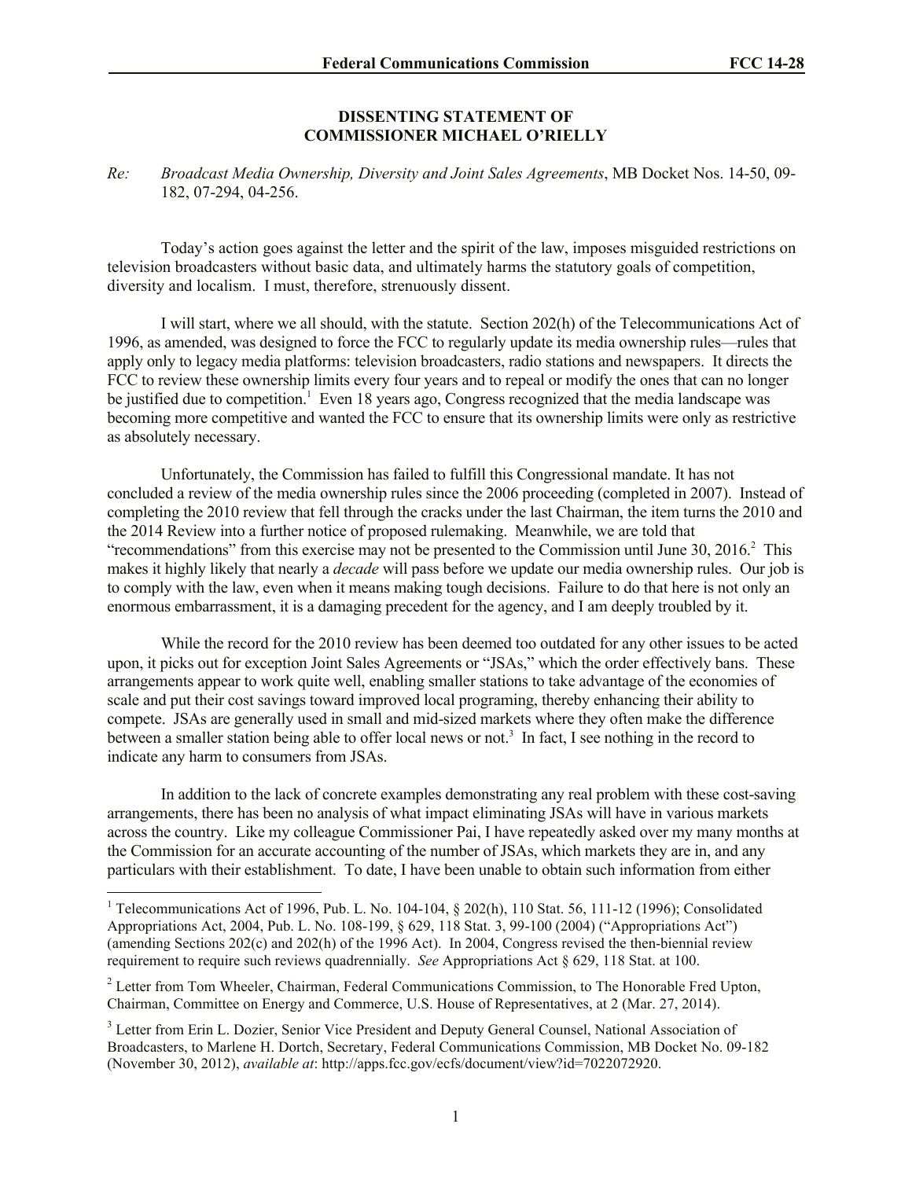**DISSENTING STATEMENT OF COMMISSIONER MICHAEL O'RIELLY**

*Re:* *Broadcast Media Ownership, Diversity and Joint Sales Agreements*, MB Docket Nos. 14-50, 09-182, 07-294, 04-256.

Today's action goes against the letter and the spirit of the law, imposes misguided restrictions on television broadcasters without basic data, and ultimately harms the statutory goals of competition, diversity and localism. I must, therefore, strenuously dissent.

I will start, where we all should, with the statute. Section 202(h) of the Telecommunications Act of 1996, as amended, was designed to force the FCC to regularly update its media ownership rules—rules that apply only to legacy media platforms: television broadcasters, radio stations and newspapers. It directs the FCC to review these ownership limits every four years and to repeal or modify the ones that can no longer be justified due to competition.[1] Even 18 years ago, Congress recognized that the media landscape was becoming more competitive and wanted the FCC to ensure that its ownership limits were only as restrictive as absolutely necessary.

Unfortunately, the Commission has failed to fulfill this Congressional mandate. It has not concluded a review of the media ownership rules since the 2006 proceeding (completed in 2007). Instead of completing the 2010 review that fell through the cracks under the last Chairman, the item turns the 2010 and the 2014 Review into a further notice of proposed rulemaking. Meanwhile, we are told that "recommendations" from this exercise may not be presented to the Commission until June 30, 2016.[2] This makes it highly likely that nearly a *decade* will pass before we update our media ownership rules. Our job is to comply with the law, even when it means making tough decisions. Failure to do that here is not only an enormous embarrassment, it is a damaging precedent for the agency, and I am deeply troubled by it.

While the record for the 2010 review has been deemed too outdated for any other issues to be acted upon, it picks out for exception Joint Sales Agreements or "JSAs," which the order effectively bans. These arrangements appear to work quite well, enabling smaller stations to take advantage of the economies of scale and put their cost savings toward improved local programing, thereby enhancing their ability to compete. JSAs are generally used in small and mid-sized markets where they often make the difference between a smaller station being able to offer local news or not.[3] In fact, I see nothing in the record to indicate any harm to consumers from JSAs.

In addition to the lack of concrete examples demonstrating any real problem with these cost-saving arrangements, there has been no analysis of what impact eliminating JSAs will have in various markets across the country. Like my colleague Commissioner Pai, I have repeatedly asked over my many months at the Commission for an accurate accounting of the number of JSAs, which markets they are in, and any particulars with their establishment. To date, I have been unable to obtain such information from either

---

[1] Telecommunications Act of 1996, Pub. L. No. 104-104, § 202(h), 110 Stat. 56, 111-12 (1996); Consolidated Appropriations Act, 2004, Pub. L. No. 108-199, § 629, 118 Stat. 3, 99-100 (2004) ("Appropriations Act") (amending Sections 202(c) and 202(h) of the 1996 Act). In 2004, Congress revised the then-biennial review requirement to require such reviews quadrennially. *See* Appropriations Act § 629, 118 Stat. at 100.

[2] Letter from Tom Wheeler, Chairman, Federal Communications Commission, to The Honorable Fred Upton, Chairman, Committee on Energy and Commerce, U.S. House of Representatives, at 2 (Mar. 27, 2014).

[3] Letter from Erin L. Dozier, Senior Vice President and Deputy General Counsel, National Association of Broadcasters, to Marlene H. Dortch, Secretary, Federal Communications Commission, MB Docket No. 09-182 (November 30, 2012), *available at*: http://apps.fcc.gov/ecfs/document/view?id=7022072920.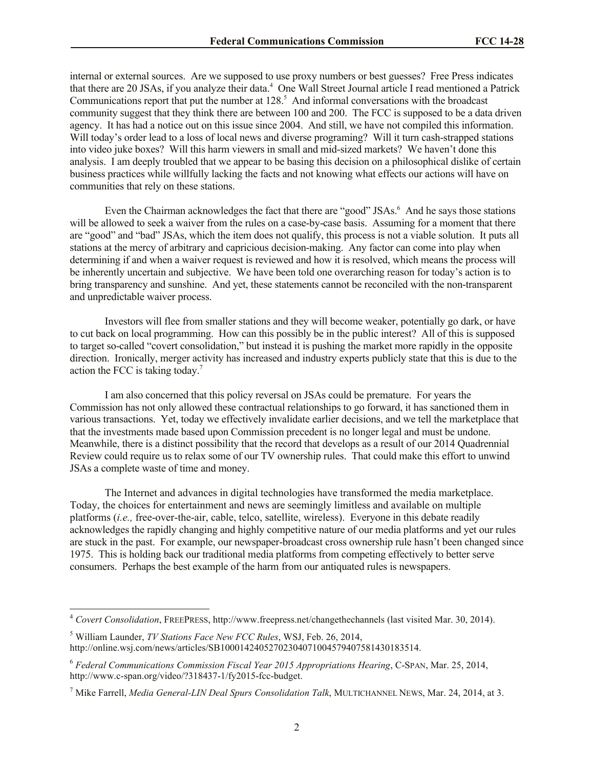internal or external sources. Are we supposed to use proxy numbers or best guesses? Free Press indicates that there are 20 JSAs, if you analyze their data.[4] One Wall Street Journal article I read mentioned a Patrick Communications report that put the number at 128.[5] And informal conversations with the broadcast community suggest that they think there are between 100 and 200. The FCC is supposed to be a data driven agency. It has had a notice out on this issue since 2004. And still, we have not compiled this information. Will today's order lead to a loss of local news and diverse programing? Will it turn cash-strapped stations into video juke boxes? Will this harm viewers in small and mid-sized markets? We haven't done this analysis. I am deeply troubled that we appear to be basing this decision on a philosophical dislike of certain business practices while willfully lacking the facts and not knowing what effects our actions will have on communities that rely on these stations.

Even the Chairman acknowledges the fact that there are "good" JSAs.[6] And he says those stations will be allowed to seek a waiver from the rules on a case-by-case basis. Assuming for a moment that there are "good" and "bad" JSAs, which the item does not qualify, this process is not a viable solution. It puts all stations at the mercy of arbitrary and capricious decision-making. Any factor can come into play when determining if and when a waiver request is reviewed and how it is resolved, which means the process will be inherently uncertain and subjective. We have been told one overarching reason for today's action is to bring transparency and sunshine. And yet, these statements cannot be reconciled with the non-transparent and unpredictable waiver process.

Investors will flee from smaller stations and they will become weaker, potentially go dark, or have to cut back on local programming. How can this possibly be in the public interest? All of this is supposed to target so-called "covert consolidation," but instead it is pushing the market more rapidly in the opposite direction. Ironically, merger activity has increased and industry experts publicly state that this is due to the action the FCC is taking today.[7]

I am also concerned that this policy reversal on JSAs could be premature. For years the Commission has not only allowed these contractual relationships to go forward, it has sanctioned them in various transactions. Yet, today we effectively invalidate earlier decisions, and we tell the marketplace that that the investments made based upon Commission precedent is no longer legal and must be undone. Meanwhile, there is a distinct possibility that the record that develops as a result of our 2014 Quadrennial Review could require us to relax some of our TV ownership rules. That could make this effort to unwind JSAs a complete waste of time and money.

The Internet and advances in digital technologies have transformed the media marketplace. Today, the choices for entertainment and news are seemingly limitless and available on multiple platforms (*i.e.,* free-over-the-air, cable, telco, satellite, wireless). Everyone in this debate readily acknowledges the rapidly changing and highly competitive nature of our media platforms and yet our rules are stuck in the past. For example, our newspaper-broadcast cross ownership rule hasn't been changed since 1975. This is holding back our traditional media platforms from competing effectively to better serve consumers. Perhaps the best example of the harm from our antiquated rules is newspapers.

---

[4] *Covert Consolidation*, FREEPRESS, http://www.freepress.net/changethechannels (last visited Mar. 30, 2014).

[5] William Launder, *TV Stations Face New FCC Rules*, WSJ, Feb. 26, 2014, http://online.wsj.com/news/articles/SB10001424052702304071004579407581430183514.

[6] *Federal Communications Commission Fiscal Year 2015 Appropriations Hearing*, C-SPAN, Mar. 25, 2014, http://www.c-span.org/video/?318437-1/fy2015-fcc-budget.

[7] Mike Farrell, *Media General-LIN Deal Spurs Consolidation Talk*, MULTICHANNEL NEWS, Mar. 24, 2014, at 3.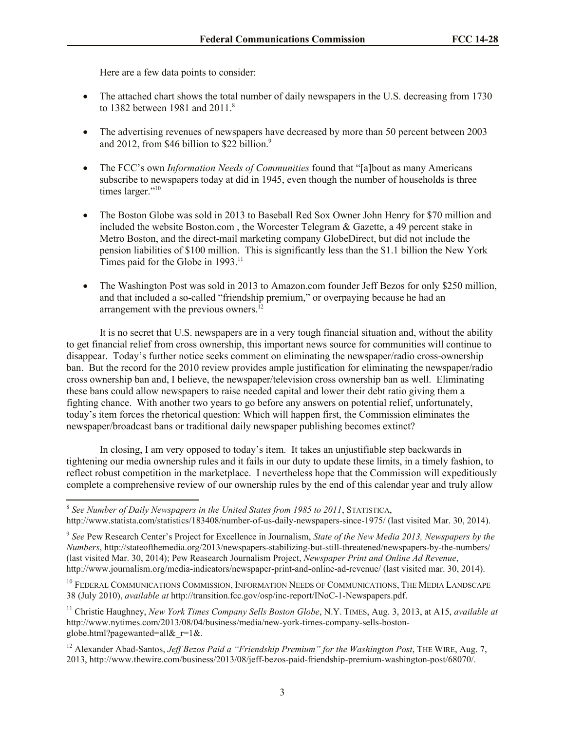Here are a few data points to consider:

- The attached chart shows the total number of daily newspapers in the U.S. decreasing from 1730 to 1382 between 1981 and 2011.[8]
- The advertising revenues of newspapers have decreased by more than 50 percent between 2003 and 2012, from $46 billion to $22 billion.[9]
- The FCC's own *Information Needs of Communities* found that "[a]bout as many Americans subscribe to newspapers today at did in 1945, even though the number of households is three times larger."[10]
- The Boston Globe was sold in 2013 to Baseball Red Sox Owner John Henry for $70 million and included the website Boston.com , the Worcester Telegram & Gazette, a 49 percent stake in Metro Boston, and the direct-mail marketing company GlobeDirect, but did not include the pension liabilities of $100 million. This is significantly less than the $1.1 billion the New York Times paid for the Globe in 1993.[11]
- The Washington Post was sold in 2013 to Amazon.com founder Jeff Bezos for only $250 million, and that included a so-called "friendship premium," or overpaying because he had an arrangement with the previous owners.[12]

It is no secret that U.S. newspapers are in a very tough financial situation and, without the ability to get financial relief from cross ownership, this important news source for communities will continue to disappear. Today's further notice seeks comment on eliminating the newspaper/radio cross-ownership ban. But the record for the 2010 review provides ample justification for eliminating the newspaper/radio cross ownership ban and, I believe, the newspaper/television cross ownership ban as well. Eliminating these bans could allow newspapers to raise needed capital and lower their debt ratio giving them a fighting chance. With another two years to go before any answers on potential relief, unfortunately, today's item forces the rhetorical question: Which will happen first, the Commission eliminates the newspaper/broadcast bans or traditional daily newspaper publishing becomes extinct?

In closing, I am very opposed to today's item. It takes an unjustifiable step backwards in tightening our media ownership rules and it fails in our duty to update these limits, in a timely fashion, to reflect robust competition in the marketplace. I nevertheless hope that the Commission will expeditiously complete a comprehensive review of our ownership rules by the end of this calendar year and truly allow

---

[8] *See Number of Daily Newspapers in the United States from 1985 to 2011*, STATISTICA, http://www.statista.com/statistics/183408/number-of-us-daily-newspapers-since-1975/ (last visited Mar. 30, 2014).

[9] *See* Pew Research Center's Project for Excellence in Journalism, *State of the New Media 2013, Newspapers by the Numbers*, http://stateofthemedia.org/2013/newspapers-stabilizing-but-still-threatened/newspapers-by-the-numbers/ (last visited Mar. 30, 2014); Pew Reasearch Journalism Project, *Newspaper Print and Online Ad Revenue*, http://www.journalism.org/media-indicators/newspaper-print-and-online-ad-revenue/ (last visited mar. 30, 2014).

[10] FEDERAL COMMUNICATIONS COMMISSION, INFORMATION NEEDS OF COMMUNICATIONS, THE MEDIA LANDSCAPE 38 (July 2010), *available at* http://transition.fcc.gov/osp/inc-report/INoC-1-Newspapers.pdf.

[11] Christie Haughney, *New York Times Company Sells Boston Globe*, N.Y. TIMES, Aug. 3, 2013, at A15, *available at* http://www.nytimes.com/2013/08/04/business/media/new-york-times-company-sells-boston-globe.html?pagewanted=all&_r=1&.

[12] Alexander Abad-Santos, *Jeff Bezos Paid a "Friendship Premium" for the Washington Post*, THE WIRE, Aug. 7, 2013, http://www.thewire.com/business/2013/08/jeff-bezos-paid-friendship-premium-washington-post/68070/.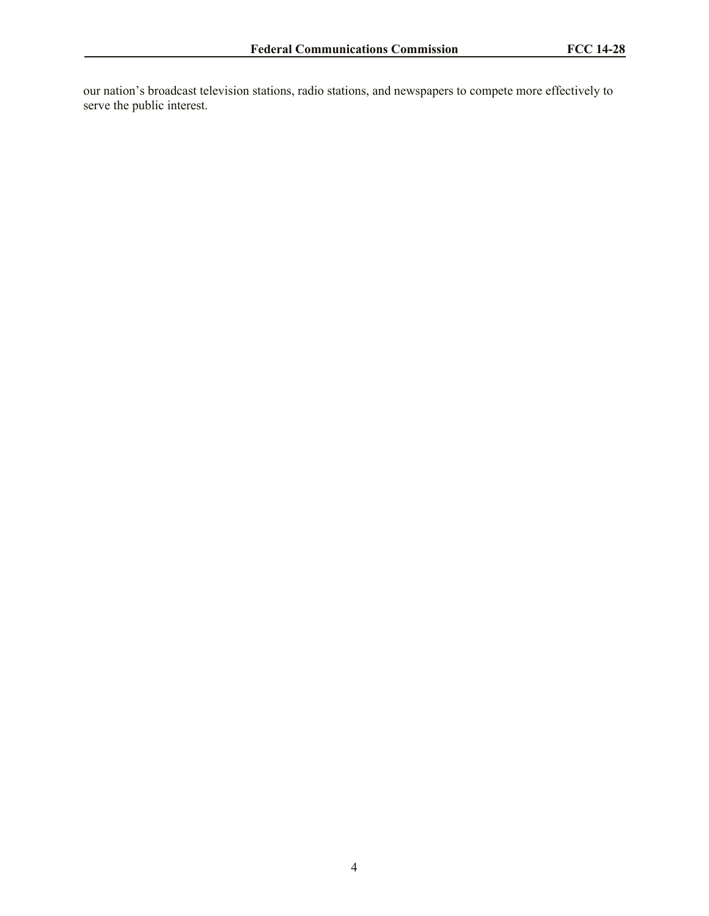our nation's broadcast television stations, radio stations, and newspapers to compete more effectively to serve the public interest.